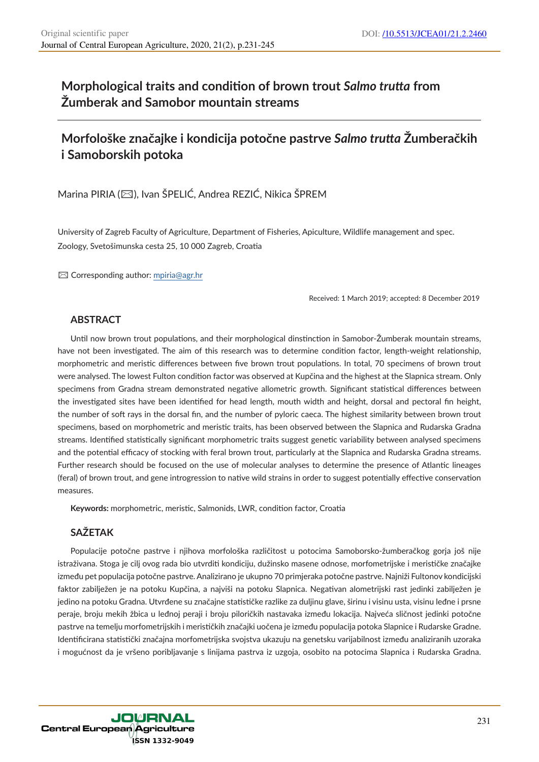Original scientific paper

DOI: /10.5513/JCEA01/21.2.2460

# Morphological traits and condition of brown trout *Salmo trutta* from Žumberak and Samobor mountain streams

# Morfološke značajke i kondicija potočne pastrve *Salmo trutta* Žumberačkih i Samoborskih potoka

Marina PIRIA (✉), Ivan ŠPELIĆ, Andrea REZIĆ, Nikica ŠPREM

University of Zagreb Faculty of Agriculture, Department of Fisheries, Apiculture, Wildlife management and spec. Zoology, Svetošimunska cesta 25, 10 000 Zagreb, Croatia

✉ Corresponding author: mpiria@agr.hr

Received: 1 March 2019; accepted: 8 December 2019

## ABSTRACT

Until now brown trout populations, and their morphological dinstinction in Samobor-Žumberak mountain streams, have not been investigated. The aim of this research was to determine condition factor, length-weight relationship, morphometric and meristic differences between five brown trout populations. In total, 70 specimens of brown trout were analysed. The lowest Fulton condition factor was observed at Kupčina and the highest at the Slapnica stream. Only specimens from Gradna stream demonstrated negative allometric growth. Significant statistical differences between the investigated sites have been identified for head length, mouth width and height, dorsal and pectoral fin height, the number of soft rays in the dorsal fin, and the number of pyloric caeca. The highest similarity between brown trout specimens, based on morphometric and meristic traits, has been observed between the Slapnica and Rudarska Gradna streams. Identified statistically significant morphometric traits suggest genetic variability between analysed specimens and the potential efficacy of stocking with feral brown trout, particularly at the Slapnica and Rudarska Gradna streams. Further research should be focused on the use of molecular analyses to determine the presence of Atlantic lineages (feral) of brown trout, and gene introgression to native wild strains in order to suggest potentially effective conservation measures.

**Keywords:** morphometric, meristic, Salmonids, LWR, condition factor, Croatia

## SAŽETAK

Populacije potočne pastrve i njihova morfološka različitost u potocima Samoborsko-žumberačkog gorja još nije istraživana. Stoga je cilj ovog rada bio utvrditi kondiciju, dužinsko masene odnose, morfometrijske i merističke značajke između pet populacija potočne pastrve. Analizirano je ukupno 70 primjeraka potočne pastrve. Najniži Fultonov kondicijski faktor zabilježen je na potoku Kupčina, a najviši na potoku Slapnica. Negativan alometrijski rast jedinki zabilježen je jedino na potoku Gradna. Utvrđene su značajne statističke razlike za duljinu glave, širinu i visinu usta, visinu leđne i prsne peraje, broju mekih žbica u leđnoj peraji i broju piloričkih nastavaka između lokacija. Najveća sličnost jedinki potočne pastrve na temelju morfometrijskih i merističkih značajki uočena je između populacija potoka Slapnice i Rudarske Gradne. Identificirana statistički značajna morfometrijska svojstva ukazuju na genetsku varijabilnost između analiziranih uzoraka i mogućnost da je vršeno poribljavanje s linijama pastrva iz uzgoja, osobito na potocima Slapnica i Rudarska Gradna.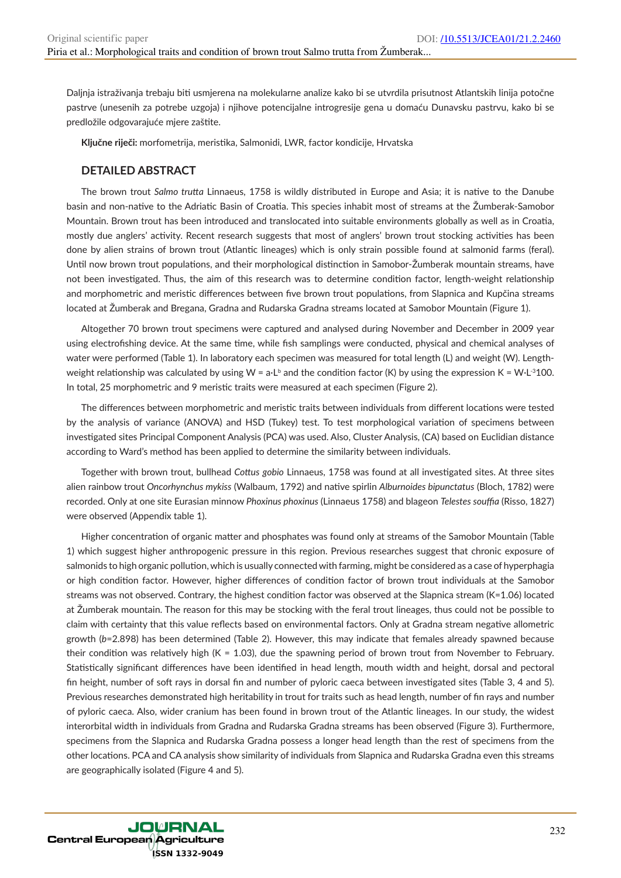Daljnja istraživanja trebaju biti usmjerena na molekularne analize kako bi se utvrdila prisutnost Atlantskih linija potočne pastrve (unesenih za potrebe uzgoja) i njihove potencijalne introgresije gena u domaću Dunavsku pastrvu, kako bi se predložile odgovarajuće mjere zaštite.

**Ključne riječi:** morfometrija, meristika, Salmonidi, LWR, factor kondicije, Hrvatska

## DETAILED ABSTRACT

The brown trout *Salmo trutta* Linnaeus, 1758 is wildly distributed in Europe and Asia; it is native to the Danube basin and non-native to the Adriatic Basin of Croatia. This species inhabit most of streams at the Žumberak-Samobor Mountain. Brown trout has been introduced and translocated into suitable environments globally as well as in Croatia, mostly due anglers' activity. Recent research suggests that most of anglers' brown trout stocking activities has been done by alien strains of brown trout (Atlantic lineages) which is only strain possible found at salmonid farms (feral). Until now brown trout populations, and their morphological distinction in Samobor-Žumberak mountain streams, have not been investigated. Thus, the aim of this research was to determine condition factor, length-weight relationship and morphometric and meristic differences between five brown trout populations, from Slapnica and Kupčina streams located at Žumberak and Bregana, Gradna and Rudarska Gradna streams located at Samobor Mountain (Figure 1).

Altogether 70 brown trout specimens were captured and analysed during November and December in 2009 year using electrofishing device. At the same time, while fish samplings were conducted, physical and chemical analyses of water were performed (Table 1). In laboratory each specimen was measured for total length (L) and weight (W). Length-weight relationship was calculated by using $W = a \cdot L^b$ and the condition factor (K) by using the expression $K = W \cdot L^{-3} 100$. In total, 25 morphometric and 9 meristic traits were measured at each specimen (Figure 2).

The differences between morphometric and meristic traits between individuals from different locations were tested by the analysis of variance (ANOVA) and HSD (Tukey) test. To test morphological variation of specimens between investigated sites Principal Component Analysis (PCA) was used. Also, Cluster Analysis, (CA) based on Euclidian distance according to Ward's method has been applied to determine the similarity between individuals.

Together with brown trout, bullhead *Cottus gobio* Linnaeus, 1758 was found at all investigated sites. At three sites alien rainbow trout *Oncorhynchus mykiss* (Walbaum, 1792) and native spirlin *Alburnoides bipunctatus* (Bloch, 1782) were recorded. Only at one site Eurasian minnow *Phoxinus phoxinus* (Linnaeus 1758) and blageon *Telestes souffia* (Risso, 1827) were observed (Appendix table 1).

Higher concentration of organic matter and phosphates was found only at streams of the Samobor Mountain (Table 1) which suggest higher anthropogenic pressure in this region. Previous researches suggest that chronic exposure of salmonids to high organic pollution, which is usually connected with farming, might be considered as a case of hyperphagia or high condition factor. However, higher differences of condition factor of brown trout individuals at the Samobor streams was not observed. Contrary, the highest condition factor was observed at the Slapnica stream (K=1.06) located at Žumberak mountain. The reason for this may be stocking with the feral trout lineages, thus could not be possible to claim with certainty that this value reflects based on environmental factors. Only at Gradna stream negative allometric growth ($b$=2.898) has been determined (Table 2). However, this may indicate that females already spawned because their condition was relatively high (K = 1.03), due the spawning period of brown trout from November to February. Statistically significant differences have been identified in head length, mouth width and height, dorsal and pectoral fin height, number of soft rays in dorsal fin and number of pyloric caeca between investigated sites (Table 3, 4 and 5). Previous researches demonstrated high heritability in trout for traits such as head length, number of fin rays and number of pyloric caeca. Also, wider cranium has been found in brown trout of the Atlantic lineages. In our study, the widest interorbital width in individuals from Gradna and Rudarska Gradna streams has been observed (Figure 3). Furthermore, specimens from the Slapnica and Rudarska Gradna possess a longer head length than the rest of specimens from the other locations. PCA and CA analysis show similarity of individuals from Slapnica and Rudarska Gradna even this streams are geographically isolated (Figure 4 and 5).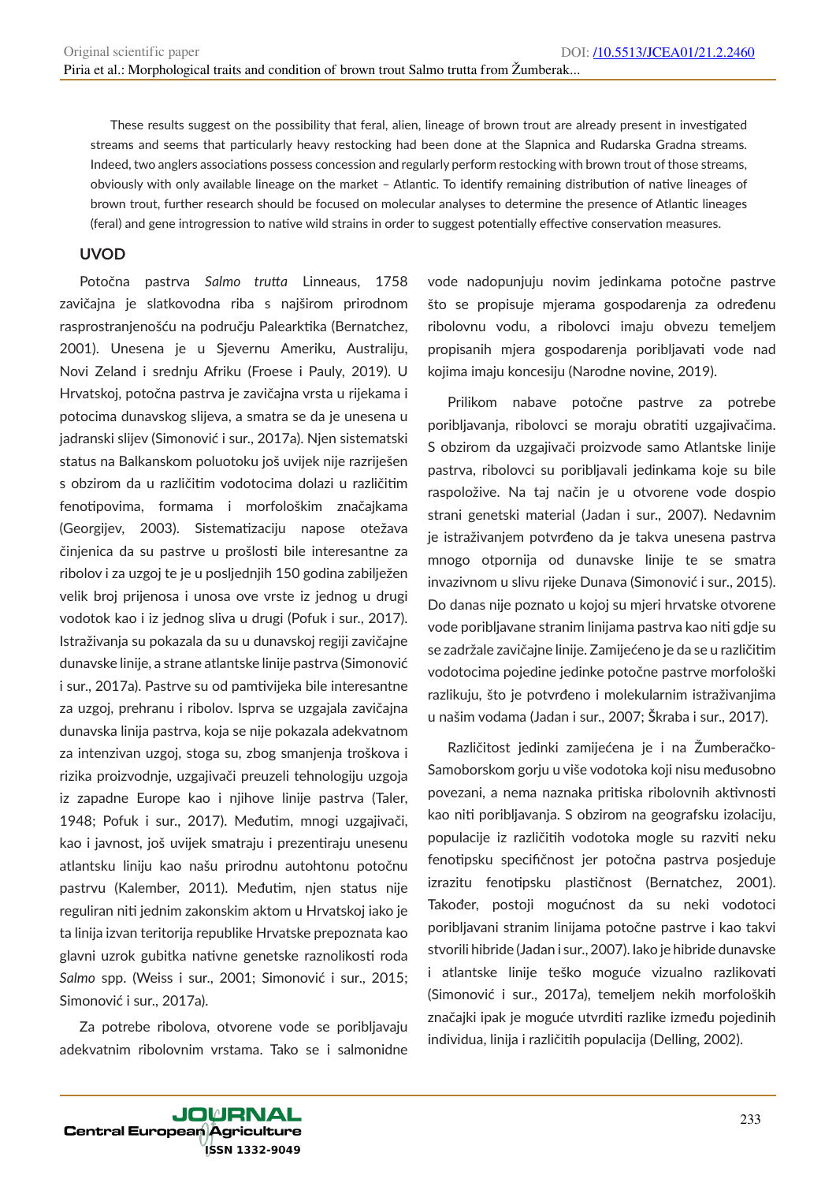These results suggest on the possibility that feral, alien, lineage of brown trout are already present in investigated streams and seems that particularly heavy restocking had been done at the Slapnica and Rudarska Gradna streams. Indeed, two anglers associations possess concession and regularly perform restocking with brown trout of those streams, obviously with only available lineage on the market – Atlantic. To identify remaining distribution of native lineages of brown trout, further research should be focused on molecular analyses to determine the presence of Atlantic lineages (feral) and gene introgression to native wild strains in order to suggest potentially effective conservation measures.

## UVOD

Potočna pastrva *Salmo trutta* Linneaus, 1758 zavičajna je slatkovodna riba s najširom prirodnom rasprostranjenošću na području Palearktika (Bernatchez, 2001). Unesena je u Sjevernu Ameriku, Australiju, Novi Zeland i srednju Afriku (Froese i Pauly, 2019). U Hrvatskoj, potočna pastrva je zavičajna vrsta u rijekama i potocima dunavskog slijeva, a smatra se da je unesena u jadranski slijev (Simonović i sur., 2017a). Njen sistematski status na Balkanskom poluotoku još uvijek nije razriješen s obzirom da u različitim vodotocima dolazi u različitim fenotipovima, formama i morfološkim značajkama (Georgijev, 2003). Sistematizaciju napose otežava činjenica da su pastrve u prošlosti bile interesantne za ribolov i za uzgoj te je u posljednjih 150 godina zabilježen velik broj prijenosa i unosa ove vrste iz jednog u drugi vodotok kao i iz jednog sliva u drugi (Pofuk i sur., 2017). Istraživanja su pokazala da su u dunavskoj regiji zavičajne dunavske linije, a strane atlantske linije pastrva (Simonović i sur., 2017a). Pastrve su od pamtivijeka bile interesantne za uzgoj, prehranu i ribolov. Isprva se uzgajala zavičajna dunavska linija pastrva, koja se nije pokazala adekvatnom za intenzivan uzgoj, stoga su, zbog smanjenja troškova i rizika proizvodnje, uzgajivači preuzeli tehnologiju uzgoja iz zapadne Europe kao i njihove linije pastrva (Taler, 1948; Pofuk i sur., 2017). Međutim, mnogi uzgajivači, kao i javnost, još uvijek smatraju i prezentiraju unesenu atlantsku liniju kao našu prirodnu autohtonu potočnu pastrvu (Kalember, 2011). Međutim, njen status nije reguliran niti jednim zakonskim aktom u Hrvatskoj iako je ta linija izvan teritorija republike Hrvatske prepoznata kao glavni uzrok gubitka nativne genetske raznolikosti roda *Salmo* spp. (Weiss i sur., 2001; Simonović i sur., 2015; Simonović i sur., 2017a).

Za potrebe ribolova, otvorene vode se poribljavaju adekvatnim ribolovnim vrstama. Tako se i salmonidne vode nadopunjuju novim jedinkama potočne pastrve što se propisuje mjerama gospodarenja za određenu ribolovnu vodu, a ribolovci imaju obvezu temeljem propisanih mjera gospodarenja poribljavati vode nad kojima imaju koncesiju (Narodne novine, 2019).

Prilikom nabave potočne pastrve za potrebe poribljavanja, ribolovci se moraju obratiti uzgajivačima. S obzirom da uzgajivači proizvode samo Atlantske linije pastrva, ribolovci su poribljavali jedinkama koje su bile raspoložive. Na taj način je u otvorene vode dospio strani genetski materijal (Jadan i sur., 2007). Nedavnim je istraživanjem potvrđeno da je takva unesena pastrva mnogo otpornija od dunavske linije te se smatra invazivnom u slivu rijeke Dunava (Simonović i sur., 2015). Do danas nije poznato u kojoj su mjeri hrvatske otvorene vode poribljavane stranim linijama pastrva kao niti gdje su se zadržale zavičajne linije. Zamijećeno je da se u različitim vodotocima pojedine jedinke potočne pastrve morfološki razlikuju, što je potvrđeno i molekularnim istraživanjima u našim vodama (Jadan i sur., 2007; Škraba i sur., 2017).

Različitost jedinki zamijećena je i na Žumberačko-Samoborskom gorju u više vodotoka koji nisu međusobno povezani, a nema naznaka pritiska ribolovnih aktivnosti kao niti poribljavanja. S obzirom na geografsku izolaciju, populacije iz različitih vodotoka mogle su razviti neku fenotipsku specifičnost jer potočna pastrva posjeduje izrazitu fenotipsku plastičnost (Bernatchez, 2001). Također, postoji mogućnost da su neki vodotoci poribljavani stranim linijama potočne pastrve i kao takvi stvorili hibride (Jadan i sur., 2007). Iako je hibride dunavske i atlantske linije teško moguće vizualno razlikovati (Simonović i sur., 2017a), temeljem nekih morfoloških značajki ipak je moguće utvrditi razlike između pojedinih individua, linija i različitih populacija (Delling, 2002).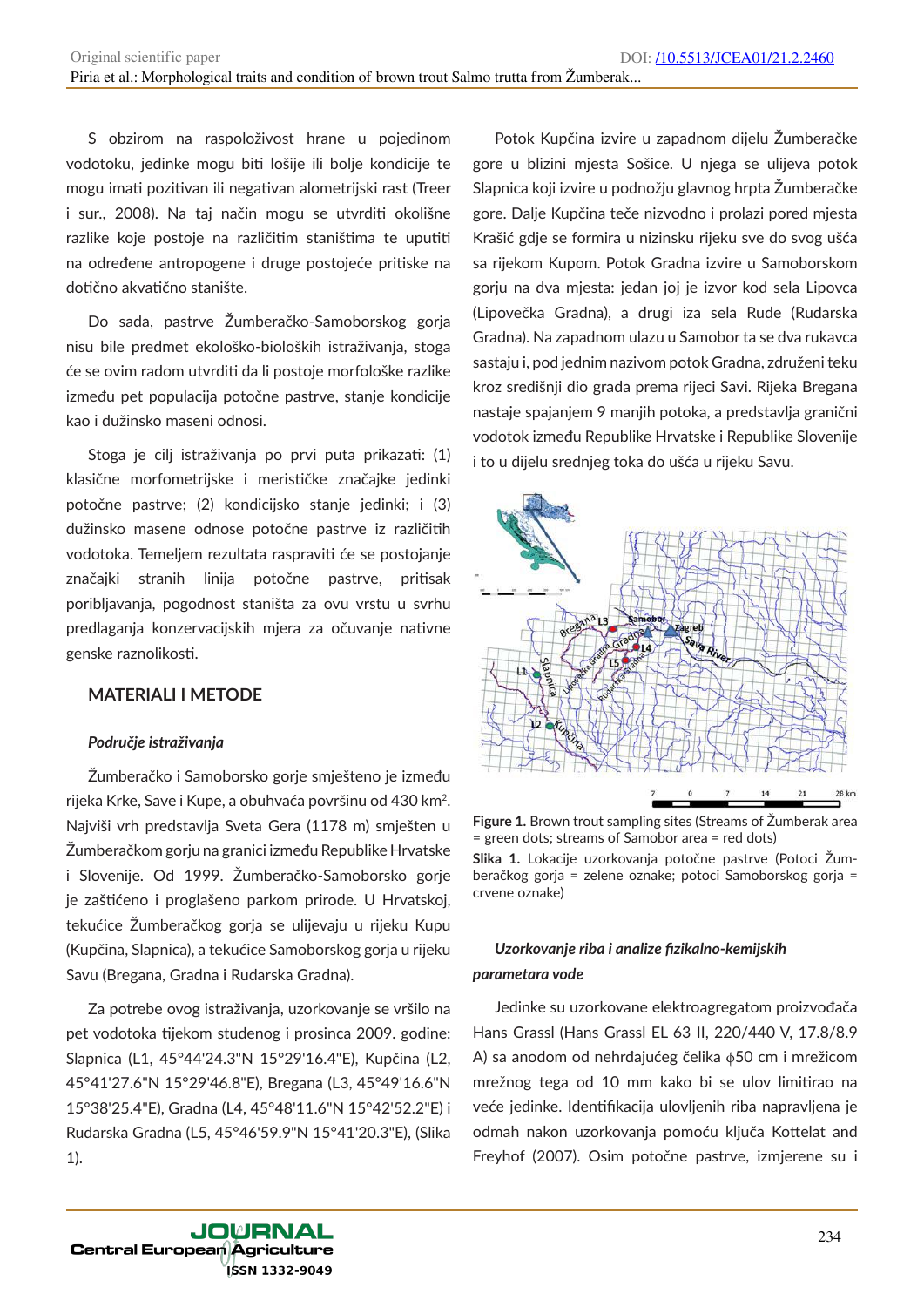S obzirom na raspoloživost hrane u pojedinom vodotoku, jedinke mogu biti lošije ili bolje kondicije te mogu imati pozitivan ili negativan alometrijski rast (Treer i sur., 2008). Na taj način mogu se utvrditi okolišne razlike koje postoje na različitim staništima te uputiti na određene antropogene i druge postojeće pritiske na dotično akvatično stanište.

Do sada, pastrve Žumberačko-Samoborskog gorja nisu bile predmet ekološko-bioloških istraživanja, stoga će se ovim radom utvrditi da li postoje morfološke razlike između pet populacija potočne pastrve, stanje kondicije kao i dužinsko maseni odnosi.

Stoga je cilj istraživanja po prvi puta prikazati: (1) klasične morfometrijske i merističke značajke jedinki potočne pastrve; (2) kondicijsko stanje jedinki; i (3) dužinsko masene odnose potočne pastrve iz različitih vodotoka. Temeljem rezultata raspraviti će se postojanje značajki stranih linija potočne pastrve, pritisak poribljavanja, pogodnost staništa za ovu vrstu u svrhu predlaganja konzervacijskih mjera za očuvanje nativne genske raznolikosti.

## MATERIALI I METODE

### *Područje istraživanja*

Žumberačko i Samoborsko gorje smješteno je između rijeka Krke, Save i Kupe, a obuhvaća površinu od 430 km$^2$. Najviši vrh predstavlja Sveta Gera (1178 m) smješten u Žumberačkom gorju na granici između Republike Hrvatske i Slovenije. Od 1999. Žumberačko-Samoborsko gorje je zaštićeno i proglašeno parkom prirode. U Hrvatskoj, tekućice Žumberačkog gorja se ulijevaju u rijeku Kupu (Kupčina, Slapnica), a tekućice Samoborskog gorja u rijeku Savu (Bregana, Gradna i Rudarska Gradna).

Za potrebe ovog istraživanja, uzorkovanje se vršilo na pet vodotoka tijekom studenog i prosinca 2009. godine: Slapnica (L1, 45°44'24.3"N 15°29'16.4"E), Kupčina (L2, 45°41'27.6"N 15°29'46.8"E), Bregana (L3, 45°49'16.6"N 15°38'25.4"E), Gradna (L4, 45°48'11.6"N 15°42'52.2"E) i Rudarska Gradna (L5, 45°46'59.9"N 15°41'20.3"E), (Slika 1).

Potok Kupčina izvire u zapadnom dijelu Žumberačke gore u blizini mjesta Sošice. U njega se ulijeva potok Slapnica koji izvire u podnožju glavnog hrpta Žumberačke gore. Dalje Kupčina teče nizvodno i prolazi pored mjesta Krašić gdje se formira u nizinsku rijeku sve do svog ušća sa rijekom Kupom. Potok Gradna izvire u Samoborskom gorju na dva mjesta: jedan joj je izvor kod sela Lipovca (Lipovečka Gradna), a drugi iza sela Rude (Rudarska Gradna). Na zapadnom ulazu u Samobor ta se dva rukavca sastaju i, pod jednim nazivom potok Gradna, združeni teku kroz središnji dio grada prema rijeci Savi. Rijeka Bregana nastaje spajanjem 9 manjih potoka, a predstavlja granični vodotok između Republike Hrvatske i Republike Slovenije i to u dijelu srednjeg toka do ušća u rijeku Savu.

**Figure 1.** Brown trout sampling sites (Streams of Žumberak area = green dots; streams of Samobor area = red dots)

**Slika 1.** Lokacije uzorkovanja potočne pastrve (Potoci Žumberačkog gorja = zelene oznake; potoci Samoborskog gorja = crvene oznake)

### *Uzorkovanje riba i analize fizikalno-kemijskih parametara vode*

Jedinke su uzorkovane elektroagregatom proizvođača Hans Grassl (Hans Grassl EL 63 II, 220/440 V, 17.8/8.9 A) sa anodom od nehrđajućeg čelika $\phi$50 cm i mrežicom mrežnog tega od 10 mm kako bi se ulov limitirao na veće jedinke. Identifikacija ulovljenih riba napravljena je odmah nakon uzorkovanja pomoću ključa Kottelat and Freyhof (2007). Osim potočne pastrve, izmjerene su i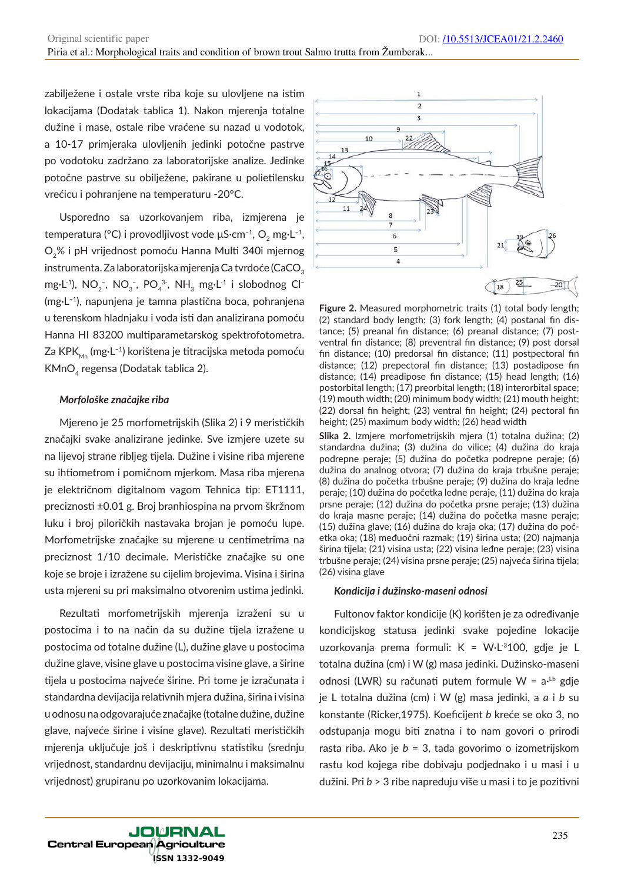zabilježene i ostale vrste riba koje su ulovljene na istim lokacijama (Dodatak tablica 1). Nakon mjerenja totalne dužine i mase, ostale ribe vraćene su nazad u vodotok, a 10-17 primjeraka ulovljenih jedinki potočne pastrve po vodotoku zadržano za laboratorijske analize. Jedinke potočne pastrve su obilježene, pakirane u polietilensku vrećicu i pohranjene na temperaturu -20°C.

Usporedno sa uzorkovanjem riba, izmjerena je temperatura (°C) i provodljivost vode µS·cm$^{-1}$, $O_2$ mg·L$^{-1}$, $O_2$% i pH vrijednost pomoću Hanna Multi 340i mjernog instrumenta. Za laboratorijska mjerenja Ca tvrdoće ($CaCO_3$ mg·L$^{-1}$), $NO_2^-$, $NO_3^-$, $PO_4^{3-}$, $NH_3$ mg·L$^{-1}$ i slobodnog $Cl^-$ (mg·L$^{-1}$), napunjena je tamna plastična boca, pohranjena u terenskom hladnjaku i voda isti dan analizirana pomoću Hanna HI 83200 multiparametarskog spektrofotometra. Za $KPK_{Mn}$ (mg·L$^{-1}$) korištena je titracijska metoda pomoću $KMnO_4$ regensa (Dodatak tablica 2).

### *Morfološke značajke riba*

Mjereno je 25 morfometrijskih (Slika 2) i 9 merističkih značajki svake analizirane jedinke. Sve izmjere uzete su na lijevoj strane ribljeg tijela. Dužine i visine riba mjerene su ihtiometrom i pomičnom mjerkom. Masa riba mjerena je električnom digitalnom vagom Tehnica tip: ET1111, preciznosti ±0.01 g. Broj branhiospina na prvom škržnom luku i broj piloričkih nastavaka brojan je pomoću lupe. Morfometrijske značajke su mjerene u centimetrima na preciznost 1/10 decimale. Merističke značajke su one koje se broje i izražene su cijelim brojevima. Visina i širina usta mjereni su pri maksimalno otvorenim ustima jedinki.

Rezultati morfometrijskih mjerenja izraženi su u postocima i to na način da su dužine tijela izražene u postocima od totalne dužine (L), dužine glave u postocima dužine glave, visine glave u postocima visine glave, a širine tijela u postocima najveće širine. Pri tome je izračunata i standardna devijacija relativnih mjera dužina, širina i visina u odnosu na odgovarajuće značajke (totalne dužine, dužine glave, najveće širine i visine glave). Rezultati merističkih mjerenja uključuje još i deskriptivnu statistiku (srednju vrijednost, standardnu devijaciju, minimalnu i maksimalnu vrijednost) grupiranu po uzorkovanim lokacijama.

**Figure 2.** Measured morphometric traits (1) total body length; (2) standard body length; (3) fork length; (4) postanal fin distance; (5) preanal fin distance; (6) preanal distance; (7) postventral fin distance; (8) preventral fin distance; (9) post dorsal fin distance; (10) predorsal fin distance; (11) postpectoral fin distance; (12) prepectoral fin distance; (13) postadipose fin distance; (14) preadipose fin distance; (15) head length; (16) postorbital length; (17) preorbital length; (18) interorbital space; (19) mouth width; (20) minimum body width; (21) mouth height; (22) dorsal fin height; (23) ventral fin height; (24) pectoral fin height; (25) maximum body width; (26) head width

**Slika 2.** Izmjere morfometrijskih mjera (1) totalna dužina; (2) standardna dužina; (3) dužina do vilice; (4) dužina do kraja podrepne peraje; (5) dužina do početka podrepne peraje; (6) dužina do analnog otvora; (7) dužina do kraja trbušne peraje; (8) dužina do početka trbušne peraje; (9) dužina do kraja leđne peraje; (10) dužina do početka leđne peraje, (11) dužina do kraja prsne peraje; (12) dužina do početka prsne peraje; (13) dužina do kraja masne peraje; (14) dužina do početka masne peraje; (15) dužina glave; (16) dužina do kraja oka; (17) dužina do početka oka; (18) međuočni razmak; (19) širina usta; (20) najmanja širina tijela; (21) visina usta; (22) visina leđne peraje; (23) visina trbušne peraje; (24) visina prsne peraje; (25) najveća širina tijela; (26) visina glave

### *Kondicija i dužinsko-maseni odnosi*

Fultonov faktor kondicije (K) korišten je za određivanje kondicijskog statusa jedinki svake pojedine lokacije uzorkovanja prema formuli: K = W·L$^{-3}$100, gdje je L totalna dužina (cm) i W (g) masa jedinki. Dužinsko-maseni odnosi (LWR) su računati putem formule W = a·$^{Lb}$ gdje je L totalna dužina (cm) i W (g) masa jedinki, a *a* i *b* su konstante (Ricker,1975). Koeficijent *b* kreće se oko 3, no odstupanja mogu biti znatna i to nam govori o prirodi rasta riba. Ako je *b* = 3, tada govorimo o izometrijskom rastu kod kojega ribe dobivaju podjednako i u masi i u dužini. Pri *b* > 3 ribe napreduju više u masi i to je pozitivni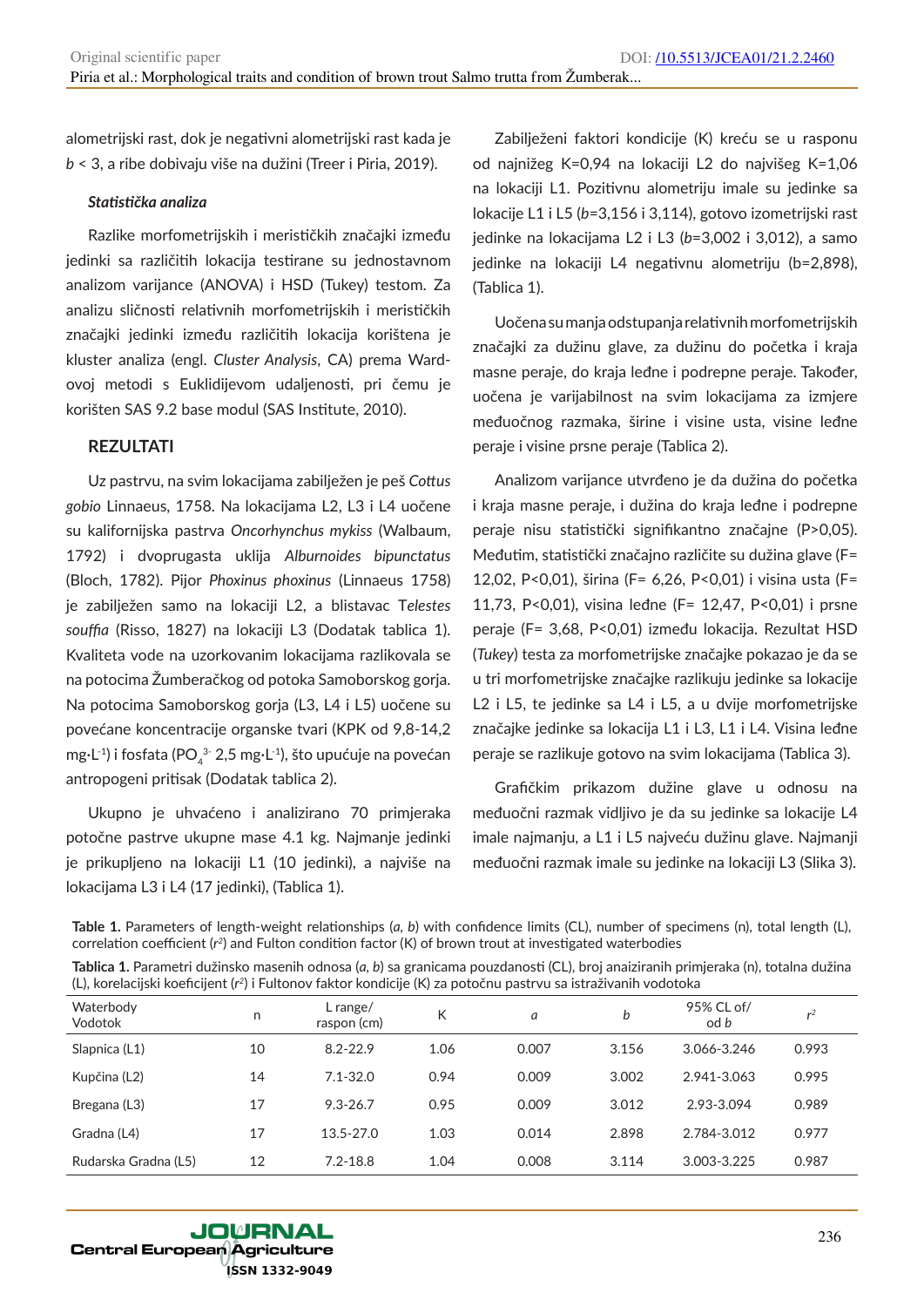alometrijski rast, dok je negativni alometrijski rast kada je $b < 3$, a ribe dobivaju više na dužini (Treer i Piria, 2019).

### *Statistička analiza*

Razlike morfometrijskih i merističkih značajki između jedinki sa različitih lokacija testirane su jednostavnom analizom varijance (ANOVA) i HSD (Tukey) testom. Za analizu sličnosti relativnih morfometrijskih i merističkih značajki jedinki između različitih lokacija korištena je kluster analiza (engl. *Cluster Analysis*, CA) prema Ward-ovoj metodi s Euklidijevom udaljenosti, pri čemu je korišten SAS 9.2 base modul (SAS Institute, 2010).

## REZULTATI

Uz pastrvu, na svim lokacijama zabilježen je peš *Cottus gobio* Linnaeus, 1758. Na lokacijama L2, L3 i L4 uočene su kalifornijska pastrva *Oncorhynchus mykiss* (Walbaum, 1792) i dvoprugasta uklija *Alburnoides bipunctatus* (Bloch, 1782). Pijor *Phoxinus phoxinus* (Linnaeus 1758) je zabilježen samo na lokaciji L2, a blistavac T*elestes souffia* (Risso, 1827) na lokaciji L3 (Dodatak tablica 1). Kvaliteta vode na uzorkovanim lokacijama razlikovala se na potocima Žumberačkog od potoka Samoborskog gorja. Na potocima Samoborskog gorja (L3, L4 i L5) uočene su povećane koncentracije organske tvari (KPK od 9,8-14,2 $mg \cdot L^{-1}$) i fosfata ($PO_4^{3-}$ 2,5 $mg \cdot L^{-1}$), što upućuje na povećan antropogeni pritisak (Dodatak tablica 2).

Ukupno je uhvaćeno i analizirano 70 primjeraka potočne pastrve ukupne mase 4.1 kg. Najmanje jedinki je prikupljeno na lokaciji L1 (10 jedinki), a najviše na lokacijama L3 i L4 (17 jedinki), (Tablica 1).

Zabilježeni faktori kondicije (K) kreću se u rasponu od najnižeg K=0,94 na lokaciji L2 do najvišeg K=1,06 na lokaciji L1. Pozitivnu alometriju imale su jedinke sa lokacije L1 i L5 ($b$=3,156 i 3,114), gotovo izometrijski rast jedinke na lokacijama L2 i L3 ($b$=3,002 i 3,012), a samo jedinke na lokaciji L4 negativnu alometriju (b=2,898), (Tablica 1).

Uočena su manja odstupanja relativnih morfometrijskih značajki za dužinu glave, za dužinu do početka i kraja masne peraje, do kraja leđne i podrepne peraje. Također, uočena je varijabilnost na svim lokacijama za izmjere međuočnog razmaka, širine i visine usta, visine leđne peraje i visine prsne peraje (Tablica 2).

Analizom varijance utvrđeno je da dužina do početka i kraja masne peraje, i dužina do kraja leđne i podrepne peraje nisu statistički signifikantno značajne (P>0,05). Međutim, statistički značajno različite su dužina glave (F= 12,02, P<0,01), širina (F= 6,26, P<0,01) i visina usta (F= 11,73, P<0,01), visina leđne (F= 12,47, P<0,01) i prsne peraje (F= 3,68, P<0,01) između lokacija. Rezultat HSD (*Tukey*) testa za morfometrijske značajke pokazao je da se u tri morfometrijske značajke razlikuju jedinke sa lokacije L2 i L5, te jedinke sa L4 i L5, a u dvije morfometrijske značajke jedinke sa lokacija L1 i L3, L1 i L4. Visina leđne peraje se razlikuje gotovo na svim lokacijama (Tablica 3).

Grafičkim prikazom dužine glave u odnosu na međuočni razmak vidljivo je da su jedinke sa lokacije L4 imale najmanju, a L1 i L5 najveću dužinu glave. Najmanji međuočni razmak imale su jedinke na lokaciji L3 (Slika 3).

**Table 1.** Parameters of length-weight relationships (*a*, *b*) with confidence limits (CL), number of specimens (n), total length (L), correlation coefficient ($r^2$) and Fulton condition factor (K) of brown trout at investigated waterbodies

**Tablica 1.** Parametri dužinsko masenih odnosa (*a*, *b*) sa granicama pouzdanosti (CL), broj anaiziranih primjeraka (n), totalna dužina (L), korelacijski koeficijent ($r^2$) i Fultonov faktor kondicije (K) za potočnu pastrvu sa istraživanih vodotoka

| Waterbody Vodotok | n | L range/ raspon (cm) | K | *a* | *b* | 95% CL of/ od *b* | $r^2$ |
|---|---|---|---|---|---|---|---|
| Slapnica (L1) | 10 | 8.2-22.9 | 1.06 | 0.007 | 3.156 | 3.066-3.246 | 0.993 |
| Kupčina (L2) | 14 | 7.1-32.0 | 0.94 | 0.009 | 3.002 | 2.941-3.063 | 0.995 |
| Bregana (L3) | 17 | 9.3-26.7 | 0.95 | 0.009 | 3.012 | 2.93-3.094 | 0.989 |
| Gradna (L4) | 17 | 13.5-27.0 | 1.03 | 0.014 | 2.898 | 2.784-3.012 | 0.977 |
| Rudarska Gradna (L5) | 12 | 7.2-18.8 | 1.04 | 0.008 | 3.114 | 3.003-3.225 | 0.987 |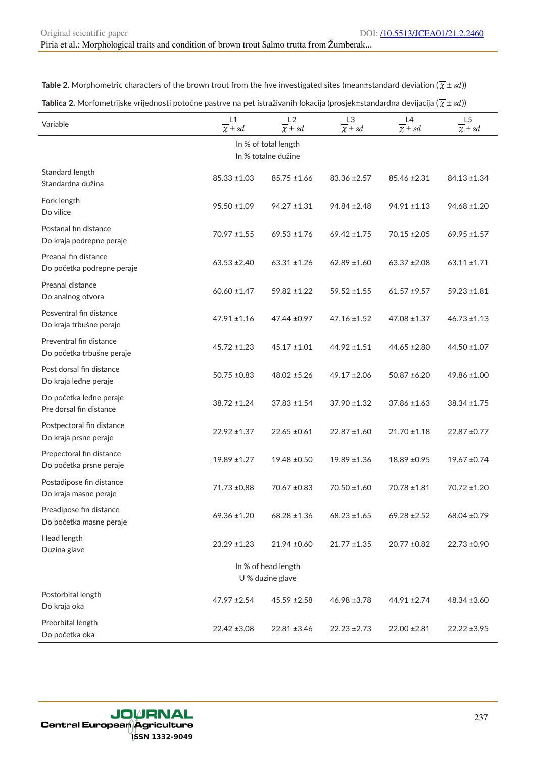**Table 2.** Morphometric characters of the brown trout from the five investigated sites (mean±standard deviation ($\overline{\chi} \pm sd$))

**Tablica 2.** Morfometrijske vrijednosti potočne pastrve na pet istraživanih lokacija (prosjek±standardna devijacija ($\overline{\chi} \pm sd$))

| Variable | L1 $\overline{\chi} \pm sd$ | L2 $\overline{\chi} \pm sd$ | L3 $\overline{\chi} \pm sd$ | L4 $\overline{\chi} \pm sd$ | L5 $\overline{\chi} \pm sd$ |
|---|---|---|---|---|---|
| In % of total length / In % totalne dužine | | | | | |
| Standard length / Standardna dužina | 85.33 ±1.03 | 85.75 ±1.66 | 83.36 ±2.57 | 85.46 ±2.31 | 84.13 ±1.34 |
| Fork length / Do vilice | 95.50 ±1.09 | 94.27 ±1.31 | 94.84 ±2.48 | 94.91 ±1.13 | 94.68 ±1.20 |
| Postanal fin distance / Do kraja podrepne peraje | 70.97 ±1.55 | 69.53 ±1.76 | 69.42 ±1.75 | 70.15 ±2.05 | 69.95 ±1.57 |
| Preanal fin distance / Do početka podrepne peraje | 63.53 ±2.40 | 63.31 ±1.26 | 62.89 ±1.60 | 63.37 ±2.08 | 63.11 ±1.71 |
| Preanal distance / Do analnog otvora | 60.60 ±1.47 | 59.82 ±1.22 | 59.52 ±1.55 | 61.57 ±9.57 | 59.23 ±1.81 |
| Posventral fin distance / Do kraja trbušne peraje | 47.91 ±1.16 | 47.44 ±0.97 | 47.16 ±1.52 | 47.08 ±1.37 | 46.73 ±1.13 |
| Preventral fin distance / Do početka trbušne peraje | 45.72 ±1.23 | 45.17 ±1.01 | 44.92 ±1.51 | 44.65 ±2.80 | 44.50 ±1.07 |
| Post dorsal fin distance / Do kraja leđne peraje | 50.75 ±0.83 | 48.02 ±5.26 | 49.17 ±2.06 | 50.87 ±6.20 | 49.86 ±1.00 |
| Do početka leđne peraje / Pre dorsal fin distance | 38.72 ±1.24 | 37.83 ±1.54 | 37.90 ±1.32 | 37.86 ±1.63 | 38.34 ±1.75 |
| Postpectoral fin distance / Do kraja prsne peraje | 22.92 ±1.37 | 22.65 ±0.61 | 22.87 ±1.60 | 21.70 ±1.18 | 22.87 ±0.77 |
| Prepectoral fin distance / Do početka prsne peraje | 19.89 ±1.27 | 19.48 ±0.50 | 19.89 ±1.36 | 18.89 ±0.95 | 19.67 ±0.74 |
| Postadipose fin distance / Do kraja masne peraje | 71.73 ±0.88 | 70.67 ±0.83 | 70.50 ±1.60 | 70.78 ±1.81 | 70.72 ±1.20 |
| Preadipose fin distance / Do početka masne peraje | 69.36 ±1.20 | 68.28 ±1.36 | 68.23 ±1.65 | 69.28 ±2.52 | 68.04 ±0.79 |
| Head length / Duzina glave | 23.29 ±1.23 | 21.94 ±0.60 | 21.77 ±1.35 | 20.77 ±0.82 | 22.73 ±0.90 |
| In % of head length / U % duzine glave | | | | | |
| Postorbital length / Do kraja oka | 47.97 ±2.54 | 45.59 ±2.58 | 46.98 ±3.78 | 44.91 ±2.74 | 48.34 ±3.60 |
| Preorbital length / Do početka oka | 22.42 ±3.08 | 22.81 ±3.46 | 22.23 ±2.73 | 22.00 ±2.81 | 22.22 ±3.95 |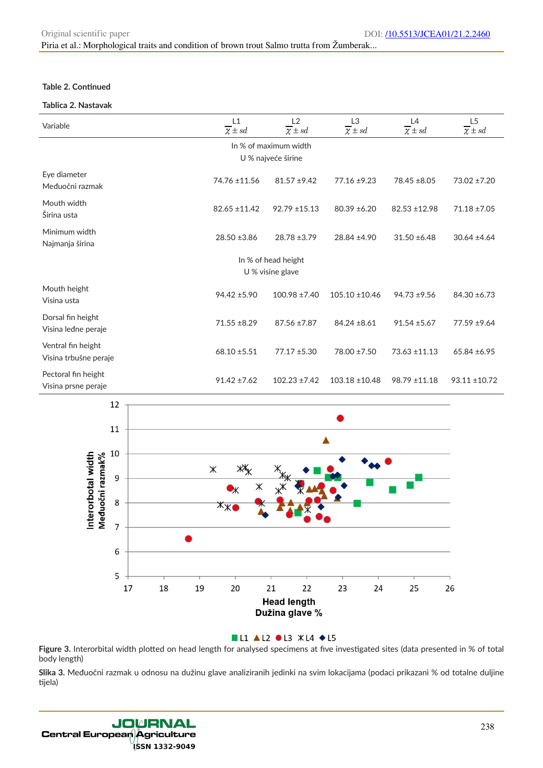**Table 2. Continued**

**Tablica 2. Nastavak**

| Variable | L1 $\bar{\chi} \pm sd$ | L2 $\bar{\chi} \pm sd$ | L3 $\bar{\chi} \pm sd$ | L4 $\bar{\chi} \pm sd$ | L5 $\bar{\chi} \pm sd$ |
|---|---|---|---|---|---|
| | | | In % of maximum width U % najveće širine | | |
| Eye diameter Međuočni razmak | 74.76 ±11.56 | 81.57 ±9.42 | 77.16 ±9.23 | 78.45 ±8.05 | 73.02 ±7.20 |
| Mouth width Širina usta | 82.65 ±11.42 | 92.79 ±15.13 | 80.39 ±6.20 | 82.53 ±12.98 | 71.18 ±7.05 |
| Minimum width Najmanja širina | 28.50 ±3.86 | 28.78 ±3.79 | 28.84 ±4.90 | 31.50 ±6.48 | 30.64 ±4.64 |
| | | | In % of head height U % visine glave | | |
| Mouth height Visina usta | 94.42 ±5.90 | 100.98 ±7.40 | 105.10 ±10.46 | 94.73 ±9.56 | 84.30 ±6.73 |
| Dorsal fin height Visina leđne peraje | 71.55 ±8.29 | 87.56 ±7.87 | 84.24 ±8.61 | 91.54 ±5.67 | 77.59 ±9.64 |
| Ventral fin height Visina trbušne peraje | 68.10 ±5.51 | 77.17 ±5.30 | 78.00 ±7.50 | 73.63 ±11.13 | 65.84 ±6.95 |
| Pectoral fin height Visina prsne peraje | 91.42 ±7.62 | 102.23 ±7.42 | 103.18 ±10.48 | 98.79 ±11.18 | 93.11 ±10.72 |

**Figure 3.** Interorbital width plotted on head length for analysed specimens at five investigated sites (data presented in % of total body length)

**Slika 3.** Međuočni razmak u odnosu na dužinu glave analiziranih jedinki na svim lokacijama (podaci prikazani % od totalne duljine tijela)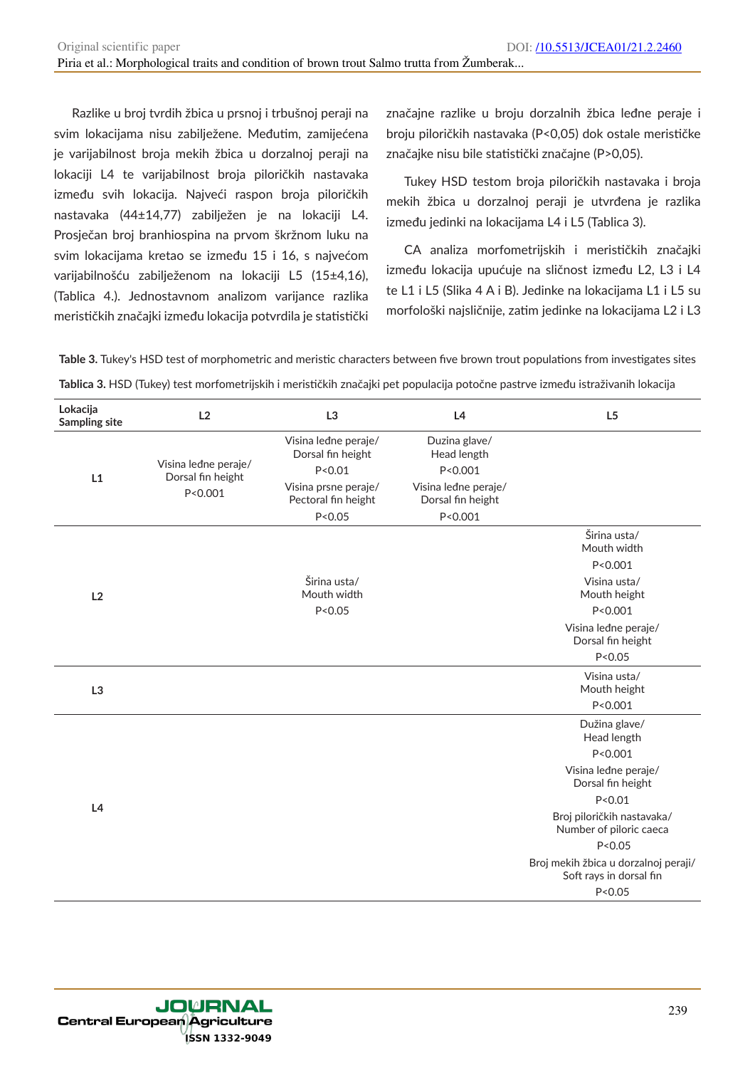Razlike u broj tvrdih žbica u prsnoj i trbušnoj peraji na svim lokacijama nisu zabilježene. Međutim, zamijećena je varijabilnost broja mekih žbica u dorzalnoj peraji na lokaciji L4 te varijabilnost broja piloričkih nastavaka između svih lokacija. Najveći raspon broja piloričkih nastavaka (44±14,77) zabilježen je na lokaciji L4. Prosječan broj branhiospina na prvom škržnom luku na svim lokacijama kretao se između 15 i 16, s najvećom varijabilnošću zabilježenom na lokaciji L5 (15±4,16), (Tablica 4.). Jednostavnom analizom varijance razlika merističkih značajki između lokacija potvrdila je statistički značajne razlike u broju dorzalnih žbica leđne peraje i broju piloričkih nastavaka (P<0,05) dok ostale merističke značajke nisu bile statistički značajne (P>0,05).

Tukey HSD testom broja piloričkih nastavaka i broja mekih žbica u dorzalnoj peraji je utvrđena je razlika između jedinki na lokacijama L4 i L5 (Tablica 3).

CA analiza morfometrijskih i merističkih značajki između lokacija upućuje na sličnost između L2, L3 i L4 te L1 i L5 (Slika 4 A i B). Jedinke na lokacijama L1 i L5 su morfološki najsličnije, zatim jedinke na lokacijama L2 i L3

**Table 3.** Tukey's HSD test of morphometric and meristic characters between five brown trout populations from investigates sites

**Tablica 3.** HSD (Tukey) test morfometrijskih i merističkih značajki pet populacija potočne pastrve između istraživanih lokacija

| Lokacija Sampling site | L2 | L3 | L4 | L5 |
|---|---|---|---|---|
| L1 | Visina leđne peraje/ Dorsal fin height P<0.001 | Visina leđne peraje/ Dorsal fin height P<0.01; Visina prsne peraje/ Pectoral fin height P<0.05 | Duzina glave/ Head length P<0.001; Visina leđne peraje/ Dorsal fin height P<0.001 | |
| L2 | | Širina usta/ Mouth width P<0.05 | | Širina usta/ Mouth width P<0.001; Visina usta/ Mouth height P<0.001; Visina leđne peraje/ Dorsal fin height P<0.05 |
| L3 | | | | Visina usta/ Mouth height P<0.001 |
| L4 | | | | Dužina glave/ Head length P<0.001; Visina leđne peraje/ Dorsal fin height P<0.01; Broj piloričkih nastavaka/ Number of piloric caeca P<0.05; Broj mekih žbica u dorzalnoj peraji/ Soft rays in dorsal fin P<0.05 |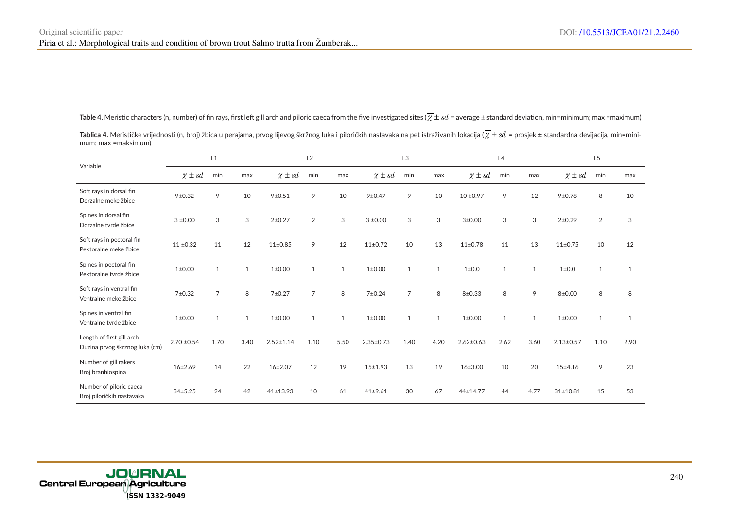**Table 4.** Meristic characters (n, number) of fin rays, first left gill arch and piloric caeca from the five investigated sites ($\overline{\chi} \pm sd$ = average ± standard deviation, min=minimum; max =maximum)

**Tablica 4.** Merističke vrijednosti (n, broj) žbica u perajama, prvog lijevog škržnog luka i piloričkih nastavaka na pet istraživanih lokacija ($\overline{\chi} \pm sd$ = prosjek ± standardna devijacija, min=minimum; max =maksimum)

| Variable | L1 | | | L2 | | | L3 | | | L4 | | | L5 | | |
|---|---|---|---|---|---|---|---|---|---|---|---|---|---|---|---|
| | $\overline{\chi} \pm sd$ | min | max | $\overline{\chi} \pm sd$ | min | max | $\overline{\chi} \pm sd$ | min | max | $\overline{\chi} \pm sd$ | min | max | $\overline{\chi} \pm sd$ | min | max |
| Soft rays in dorsal fin<br>Dorzalne meke žbice | 9±0.32 | 9 | 10 | 9±0.51 | 9 | 10 | 9±0.47 | 9 | 10 | 10 ±0.97 | 9 | 12 | 9±0.78 | 8 | 10 |
| Spines in dorsal fin<br>Dorzalne tvrde žbice | 3 ±0.00 | 3 | 3 | 2±0.27 | 2 | 3 | 3 ±0.00 | 3 | 3 | 3±0.00 | 3 | 3 | 2±0.29 | 2 | 3 |
| Soft rays in pectoral fin<br>Pektoralne meke žbice | 11 ±0.32 | 11 | 12 | 11±0.85 | 9 | 12 | 11±0.72 | 10 | 13 | 11±0.78 | 11 | 13 | 11±0.75 | 10 | 12 |
| Spines in pectoral fin<br>Pektoralne tvrde žbice | 1±0.00 | 1 | 1 | 1±0.00 | 1 | 1 | 1±0.00 | 1 | 1 | 1±0.0 | 1 | 1 | 1±0.0 | 1 | 1 |
| Soft rays in ventral fin<br>Ventralne meke žbice | 7±0.32 | 7 | 8 | 7±0.27 | 7 | 8 | 7±0.24 | 7 | 8 | 8±0.33 | 8 | 9 | 8±0.00 | 8 | 8 |
| Spines in ventral fin<br>Ventralne tvrde žbice | 1±0.00 | 1 | 1 | 1±0.00 | 1 | 1 | 1±0.00 | 1 | 1 | 1±0.00 | 1 | 1 | 1±0.00 | 1 | 1 |
| Length of first gill arch<br>Duzina prvog škrznog luka (cm) | 2.70 ±0.54 | 1.70 | 3.40 | 2.52±1.14 | 1.10 | 5.50 | 2.35±0.73 | 1.40 | 4.20 | 2.62±0.63 | 2.62 | 3.60 | 2.13±0.57 | 1.10 | 2.90 |
| Number of gill rakers<br>Broj branhiospina | 16±2.69 | 14 | 22 | 16±2.07 | 12 | 19 | 15±1.93 | 13 | 19 | 16±3.00 | 10 | 20 | 15±4.16 | 9 | 23 |
| Number of piloric caeca<br>Broj piloričkih nastavaka | 34±5.25 | 24 | 42 | 41±13.93 | 10 | 61 | 41±9.61 | 30 | 67 | 44±14.77 | 44 | 4.77 | 31±10.81 | 15 | 53 |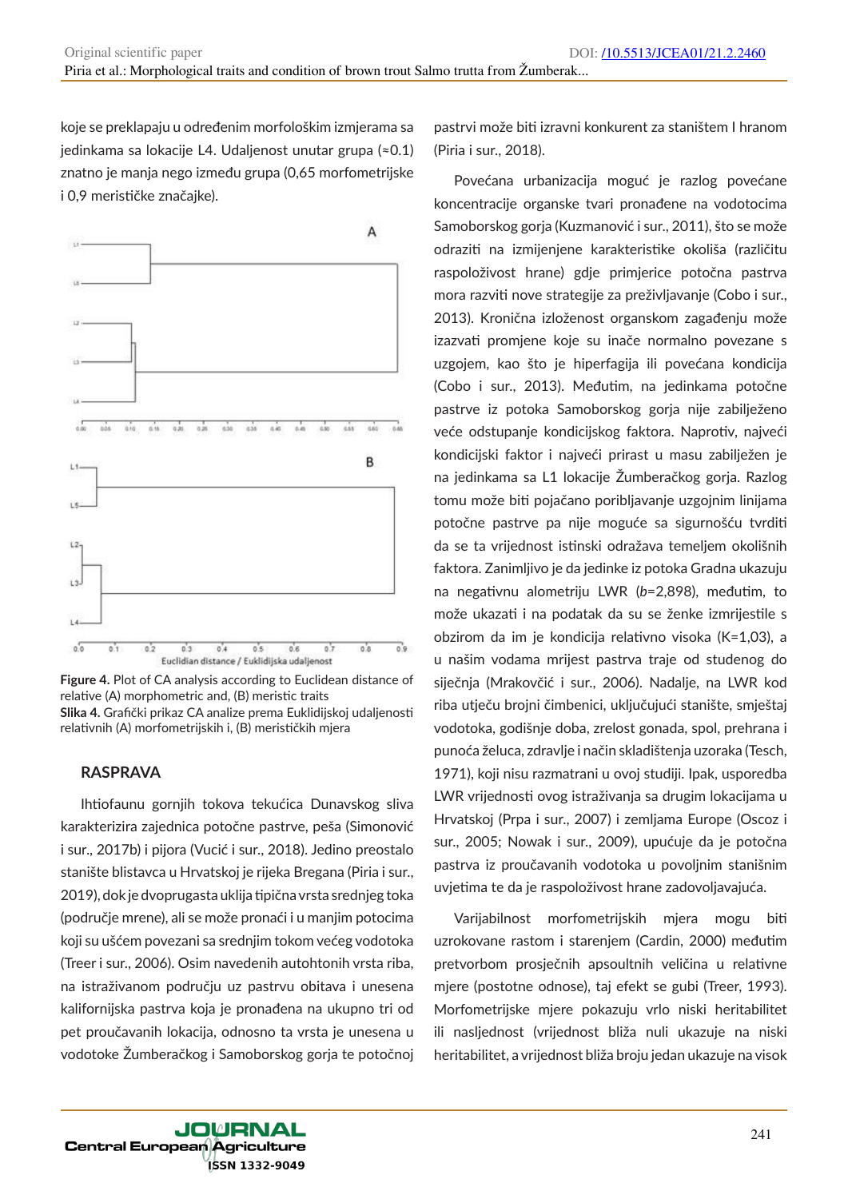koje se preklapaju u određenim morfološkim izmjerama sa jedinkama sa lokacije L4. Udaljenost unutar grupa (≈0.1) znatno je manja nego između grupa (0,65 morfometrijske i 0,9 merističke značajke).

**Figure 4.** Plot of CA analysis according to Euclidean distance of relative (A) morphometric and, (B) meristic traits
**Slika 4.** Grafički prikaz CA analize prema Euklidijskoj udaljenosti relativnih (A) morfometrijskih i, (B) merističkih mjera

## RASPRAVA

Ihtiofaunu gornjih tokova tekućica Dunavskog sliva karakterizira zajednica potočne pastrve, peša (Simonović i sur., 2017b) i pijora (Vucić i sur., 2018). Jedino preostalo stanište blistavca u Hrvatskoj je rijeka Bregana (Piria i sur., 2019), dok je dvoprugasta uklija tipična vrsta srednjeg toka (područje mrene), ali se može pronaći i u manjim potocima koji su ušćem povezani sa srednjim tokom većeg vodotoka (Treer i sur., 2006). Osim navedenih autohtonih vrsta riba, na istraživanom području uz pastrvu obitava i unesena kalifornijska pastrva koja je pronađena na ukupno tri od pet proučavanih lokacija, odnosno ta vrsta je unesena u vodotoke Žumberačkog i Samoborskog gorja te potočnoj pastrvi može biti izravni konkurent za staništem I hranom (Piria i sur., 2018).

Povećana urbanizacija moguć je razlog povećane koncentracije organske tvari pronađene na vodotocima Samoborskog gorja (Kuzmanović i sur., 2011), što se može odraziti na izmijenjene karakteristike okoliša (različitu raspoloživost hrane) gdje primjerice potočna pastrva mora razviti nove strategije za preživljavanje (Cobo i sur., 2013). Kronična izloženost organskom zagađenju može izazvati promjene koje su inače normalno povezane s uzgojem, kao što je hiperfagija ili povećana kondicija (Cobo i sur., 2013). Međutim, na jedinkama potočne pastrve iz potoka Samoborskog gorja nije zabilježeno veće odstupanje kondicijskog faktora. Naprotiv, najveći kondicijski faktor i najveći prirast u masu zabilježen je na jedinkama sa L1 lokacije Žumberačkog gorja. Razlog tomu može biti pojačano poribljavanje uzgojnim linijama potočne pastrve pa nije moguće sa sigurnošću tvrditi da se ta vrijednost istinski odražava temeljem okolišnih faktora. Zanimljivo je da jedinke iz potoka Gradna ukazuju na negativnu alometriju LWR ($b$=2,898), međutim, to može ukazati i na podatak da su se ženke izmrijestile s obzirom da im je kondicija relativno visoka (K=1,03), a u našim vodama mrijest pastrva traje od studenog do siječnja (Mrakovčić i sur., 2006). Nadalje, na LWR kod riba utječu brojni čimbenici, uključujući stanište, smještaj vodotoka, godišnje doba, zrelost gonada, spol, prehrana i punoća želuca, zdravlje i način skladištenja uzoraka (Tesch, 1971), koji nisu razmatrani u ovoj studiji. Ipak, usporedba LWR vrijednosti ovog istraživanja sa drugim lokacijama u Hrvatskoj (Prpa i sur., 2007) i zemljama Europe (Oscoz i sur., 2005; Nowak i sur., 2009), upućuje da je potočna pastrva iz proučavanih vodotoka u povoljnim stanišnim uvjetima te da je raspoloživost hrane zadovoljavajuća.

Varijabilnost morfometrijskih mjera mogu biti uzrokovane rastom i starenjem (Cardin, 2000) međutim pretvorbom prosječnih apsoultnih veličina u relativne mjere (postotne odnose), taj efekt se gubi (Treer, 1993). Morfometrijske mjere pokazuju vrlo niski heritabilitet ili nasljednost (vrijednost bliža nuli ukazuje na niski heritabilitet, a vrijednost bliža broju jedan ukazuje na visok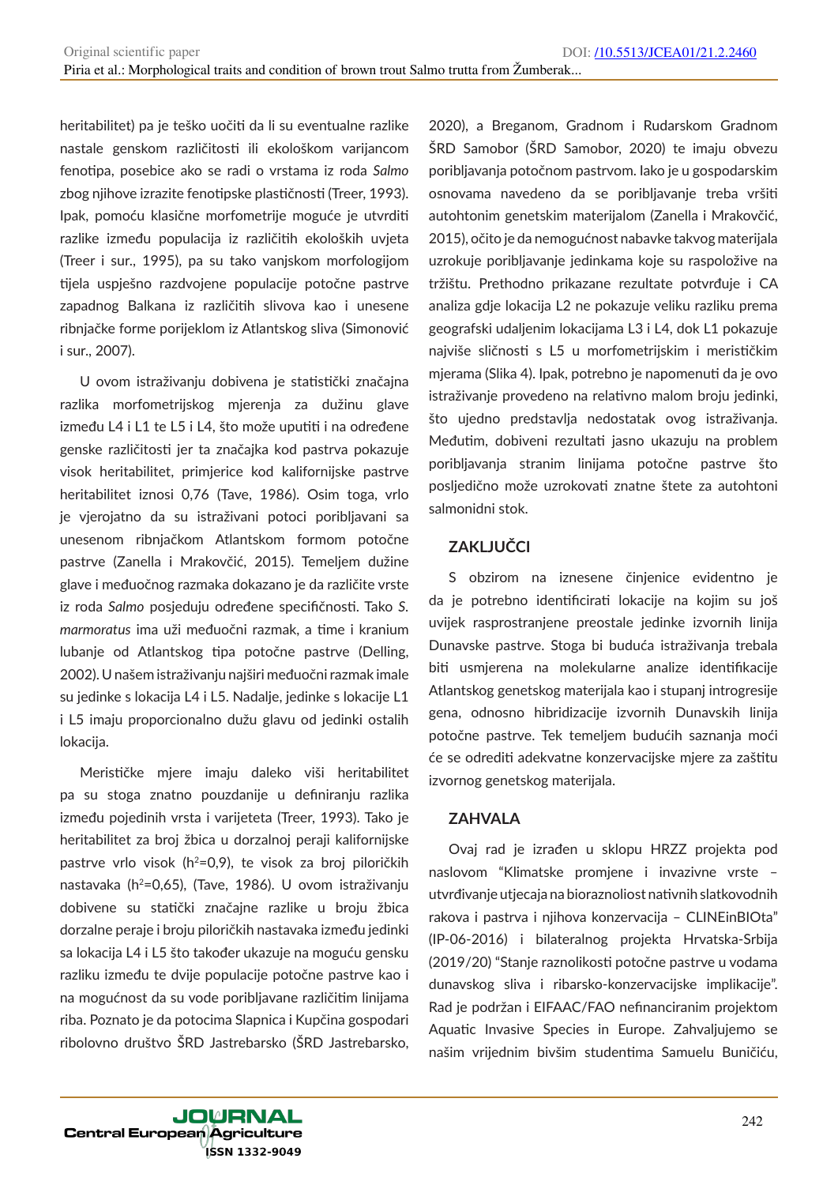heritabilitet) pa je teško uočiti da li su eventualne razlike nastale genskom različitosti ili ekološkom varijancom fenotipa, posebice ako se radi o vrstama iz roda *Salmo* zbog njihove izrazite fenotipske plastičnosti (Treer, 1993). Ipak, pomoću klasične morfometrije moguće je utvrditi razlike između populacija iz različitih ekoloških uvjeta (Treer i sur., 1995), pa su tako vanjskom morfologijom tijela uspješno razdvojene populacije potočne pastrve zapadnog Balkana iz različitih slivova kao i unesene ribnjačke forme porijeklom iz Atlantskog sliva (Simonović i sur., 2007).

U ovom istraživanju dobivena je statistički značajna razlika morfometrijskog mjerenja za dužinu glave između L4 i L1 te L5 i L4, što može uputiti i na određene genske različitosti jer ta značajka kod pastrva pokazuje visok heritabilitet, primjerice kod kalifornijske pastrve heritabilitet iznosi 0,76 (Tave, 1986). Osim toga, vrlo je vjerojatno da su istraživani potoci poribljavani sa unesenom ribnjačkom Atlantskom formom potočne pastrve (Zanella i Mrakovčić, 2015). Temeljem dužine glave i međuočnog razmaka dokazano je da različite vrste iz roda *Salmo* posjeduju određene specifičnosti. Tako *S. marmoratus* ima uži međuočni razmak, a time i kranium lubanje od Atlantskog tipa potočne pastrve (Delling, 2002). U našem istraživanju najširi međuočni razmak imale su jedinke s lokacija L4 i L5. Nadalje, jedinke s lokacije L1 i L5 imaju proporcionalno dužu glavu od jedinki ostalih lokacija.

Merističke mjere imaju daleko viši heritabilitet pa su stoga znatno pouzdanije u definiranju razlika između pojedinih vrsta i varijeteta (Treer, 1993). Tako je heritabilitet za broj žbica u dorzalnoj peraji kalifornijske pastrve vrlo visok ($h^2$=0,9), te visok za broj piloričkih nastavaka ($h^2$=0,65), (Tave, 1986). U ovom istraživanju dobivene su statički značajne razlike u broju žbica dorzalne peraje i broju piloričkih nastavaka između jedinki sa lokacija L4 i L5 što također ukazuje na moguću gensku razliku između te dvije populacije potočne pastrve kao i na mogućnost da su vode poribljavane različitim linijama riba. Poznato je da potocima Slapnica i Kupčina gospodari ribolovno društvo ŠRD Jastrebarsko (ŠRD Jastrebarsko, 2020), a Breganom, Gradnom i Rudarskom Gradnom ŠRD Samobor (ŠRD Samobor, 2020) te imaju obvezu poribljavanja potočnom pastrvom. Iako je u gospodarskim osnovama navedeno da se poribljavanje treba vršiti autohtonim genetskim materijalom (Zanella i Mrakovčić, 2015), očito je da nemogućnost nabavke takvog materijala uzrokuje poribljavanje jedinkama koje su raspoložive na tržištu. Prethodno prikazane rezultate potvrđuje i CA analiza gdje lokacija L2 ne pokazuje veliku razliku prema geografski udaljenim lokacijama L3 i L4, dok L1 pokazuje najviše sličnosti s L5 u morfometrijskim i merističkim mjerama (Slika 4). Ipak, potrebno je napomenuti da je ovo istraživanje provedeno na relativno malom broju jedinki, što ujedno predstavlja nedostatak ovog istraživanja. Međutim, dobiveni rezultati jasno ukazuju na problem poribljavanja stranim linijama potočne pastrve što posljedično može uzrokovati znatne štete za autohtoni salmonidni stok.

## ZAKLJUČCI

S obzirom na iznesene činjenice evidentno je da je potrebno identificirati lokacije na kojim su još uvijek rasprostranjene preostale jedinke izvornih linija Dunavske pastrve. Stoga bi buduća istraživanja trebala biti usmjerena na molekularne analize identifikacije Atlantskog genetskog materijala kao i stupanj introgresije gena, odnosno hibridizacije izvornih Dunavskih linija potočne pastrve. Tek temeljem budućih saznanja moći će se odrediti adekvatne konzervacijske mjere za zaštitu izvornog genetskog materijala.

## ZAHVALA

Ovaj rad je izrađen u sklopu HRZZ projekta pod naslovom "Klimatske promjene i invazivne vrste – utvrđivanje utjecaja na bioraznoliost nativnih slatkovodnih rakova i pastrva i njihova konzervacija – CLINEinBIOta" (IP-06-2016) i bilateralnog projekta Hrvatska-Srbija (2019/20) "Stanje raznolikosti potočne pastrve u vodama dunavskog sliva i ribarsko-konzervacijske implikacije". Rad je podržan i EIFAAC/FAO nefinanciranim projektom Aquatic Invasive Species in Europe. Zahvaljujemo se našim vrijednim bivšim studentima Samuelu Buničiću,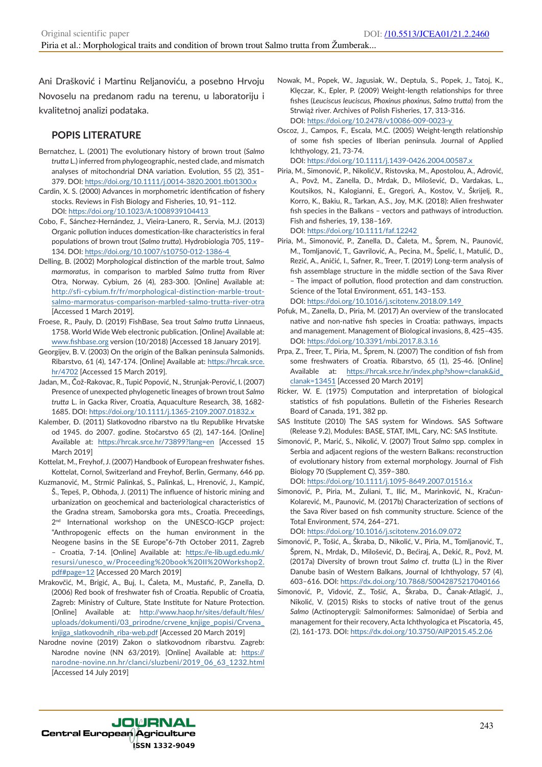Ani Drašković i Martinu Reljanoviću, a posebno Hrvoju Novoselu na predanom radu na terenu, u laboratoriju i kvalitetnoj analizi podataka.

## POPIS LITERATURE

Bernatchez, L. (2001) The evolutionary history of brown trout (*Salmo trutta* L.) inferred from phylogeographic, nested clade, and mismatch analyses of mitochondrial DNA variation. Evolution, 55 (2), 351–379. DOI: https://doi.org/10.1111/j.0014-3820.2001.tb01300.x

Cardin, X. S. (2000) Advances in morphometric identification of fishery stocks. Reviews in Fish Biology and Fisheries, 10, 91–112. DOI: https://doi.org/10.1023/A:1008939104413

Cobo, F., Sánchez-Hernández, J., Vieira-Lanero, R., Servia, M.J. (2013) Organic pollution induces domestication-like characteristics in feral populations of brown trout (*Salmo trutta*). Hydrobiologia 705, 119–134. DOI: https://doi.org/10.1007/s10750-012-1386-4

Delling, B. (2002) Morphological distinction of the marble trout, *Salmo marmoratus*, in comparison to marbled *Salmo trutta* from River Otra, Norway. Cybium, 26 (4), 283-300. [Online] Available at: http://sfi-cybium.fr/fr/morphological-distinction-marble-trout-salmo-marmoratus-comparison-marbled-salmo-trutta-river-otra [Accessed 1 March 2019].

Froese, R., Pauly, D. (2019) FishBase, Sea trout *Salmo trutta* Linnaeus, 1758. World Wide Web electronic publication. [Online] Available at: www.fishbase.org version (10/2018) [Accessed 18 January 2019].

Georgijev, B. V. (2003) On the origin of the Balkan peninsula Salmonids. Ribarstvo, 61 (4), 147-174. [Online] Available at: https://hrcak.srce.hr/4702 [Accessed 15 March 2019].

Jadan, M., Čož-Rakovac, R., Tupić Popović, N., Strunjak-Perović, I. (2007) Presence of unexpected phylogenetic lineages of brown trout *Salmo trutta* L. in Gacka River, Croatia, Aquaculture Research, 38, 1682-1685. DOI: https://doi.org/10.1111/j.1365-2109.2007.01832.x

Kalember, Đ. (2011) Slatkovodno ribarstvo na tlu Republike Hrvatske od 1945. do 2007. godine. Stočarstvo 65 (2), 147-164. [Online] Available at: https://hrcak.srce.hr/73899?lang=en [Accessed 15 March 2019]

Kottelat, M., Freyhof, J. (2007) Handbook of European freshwater fishes. Kottelat, Cornol, Switzerland and Freyhof, Berlin, Germany, 646 pp.

Kuzmanović, M., Strmić Palinkaš, S., Palinkaš, L., Hrenović, J., Kampić, Š., Tepeš, P., Obhođa, J. (2011) The influence of historic mining and urbanization on geochemical and bacteriological characteristics of the Gradna stream, Samoborska gora mts., Croatia. Preceedings, 2nd International workshop on the UNESCO-IGCP project: "Anthropogenic effects on the human environment in the Neogene basins in the SE Europe"6-7th October 2011, Zagreb – Croatia, 7-14. [Online] Available at: https://e-lib.ugd.edu.mk/resursi/unesco_w/Proceeding%20book%20II%20Workshop2.pdf#page=12 [Accessed 20 March 2019]

Mrakovčić, M., Brigić, A., Buj, I., Ćaleta, M., Mustafić, P., Zanella, D. (2006) Red book of freshwater fish of Croatia. Republic of Croatia, Zagreb: Ministry of Culture, State Institute for Nature Protection. [Online] Available at: http://www.haop.hr/sites/default/files/uploads/dokumenti/03_prirodne/crvene_knjige_popisi/Crvena_knjiga_slatkovodnih_riba-web.pdf [Accessed 20 March 2019]

Narodne novine (2019) Zakon o slatkovodnom ribarstvu. Zagreb: Narodne novine (NN 63/2019). [Online] Available at: https://narodne-novine.nn.hr/clanci/sluzbeni/2019_06_63_1232.html [Accessed 14 July 2019]

Nowak, M., Popek, W., Jagusiak, W., Deptula, S., Popek, J., Tatoj, K., Klęczar, K., Epler, P. (2009) Weight-length relationships for three fishes (*Leuciscus leuciscus, Phoxinus phoxinus, Salmo trutta*) from the Strwiąż river. Archives of Polish Fisheries, 17, 313-316. DOI: https://doi.org/10.2478/v10086-009-0023-y

Oscoz, J., Campos, F., Escala, M.C. (2005) Weight-length relationship of some fish species of Ilberian peninsula. Journal of Applied Ichthyology, 21, 73-74. DOI: https://doi.org/10.1111/j.1439-0426.2004.00587.x

Piria, M., Simonović, P., Nikolić,V., Ristovska, M., Apostolou, A., Adrović, A., Povž, M., Zanella, D., Mrdak, D., Milošević, D., Vardakas, L., Koutsikos, N., Kalogianni, E., Gregori, A., Kostov, V., Škrijelj, R., Korro, K., Bakiu, R., Tarkan, A.S., Joy, M.K. (2018): Alien freshwater fish species in the Balkans – vectors and pathways of introduction. Fish and fisheries, 19, 138–169. DOI: https://doi.org/10.1111/faf.12242

Piria, M., Simonović, P., Zanella, D., Ćaleta, M., Šprem, N., Paunović, M., Tomljanović, T., Gavrilović, A., Pecina, M., Špelić, I., Matulić, D., Rezić, A., Aničić, I., Safner, R., Treer, T. (2019) Long-term analysis of fish assemblage structure in the middle section of the Sava River – The impact of pollution, flood protection and dam construction. Science of the Total Environment, 651, 143–153. DOI: https://doi.org/10.1016/j.scitotenv.2018.09.149

Pofuk, M., Zanella, D., Piria, M. (2017) An overview of the translocated native and non-native fish species in Croatia: pathways, impacts and management. Management of Biological invasions, 8, 425–435. DOI: https://doi.org/10.3391/mbi.2017.8.3.16

Prpa, Z., Treer, T., Piria, M., Šprem, N. (2007) The condition of fish from some freshwaters of Croatia. Ribarstvo, 65 (1), 25-46. [Online] Available at: https://hrcak.srce.hr/index.php?show=clanak&id_clanak=13451 [Accessed 20 March 2019]

Ricker, W. E. (1975) Computation and interpretation of biological statistics of fish populations. Bulletin of the Fisheries Research Board of Canada, 191, 382 pp.

SAS Institute (2010) The SAS system for Windows. SAS Software (Release 9.2), Modules: BASE, STAT, IML, Cary, NC: SAS Institute.

Simonović, P., Marić, S., Nikolić, V. (2007) Trout *Salmo* spp. complex in Serbia and adjacent regions of the western Balkans: reconstruction of evolutionary history from external morphology. Journal of Fish Biology 70 (Supplement C), 359–380. DOI: https://doi.org/10.1111/j.1095-8649.2007.01516.x

Simonović, P., Piria, M., Zuliani, T., Ilić, M., Marinković, N., Kračun-Kolarević, M., Paunović, M. (2017b) Characterization of sections of the Sava River based on fish community structure. Science of the Total Environment, 574, 264–271. DOI: https://doi.org/10.1016/j.scitotenv.2016.09.072

Simonović, P., Tošić, A., Škraba, D., Nikolić, V., Piria, M., Tomljanović, T., Šprem, N., Mrdak, D., Milošević, D., Bećiraj, A., Dekić, R., Povž, M. (2017a) Diversity of brown trout *Salmo* cf. *trutta* (L.) in the River Danube basin of Western Balkans, Journal of Ichthyology, 57 (4), 603–616. DOI: https://dx.doi.org/10.7868/S0042875217040166

Simonović, P., Vidović, Z., Tošić, A., Škraba, D., Čanak-Atlagić, J., Nikolić, V. (2015) Risks to stocks of native trout of the genus *Salmo* (Actinopterygii: Salmoniformes: Salmonidae) of Serbia and management for their recovery, Acta Ichthyologica et Piscatoria, 45, (2), 161-173. DOI: https://dx.doi.org/10.3750/AIP2015.45.2.06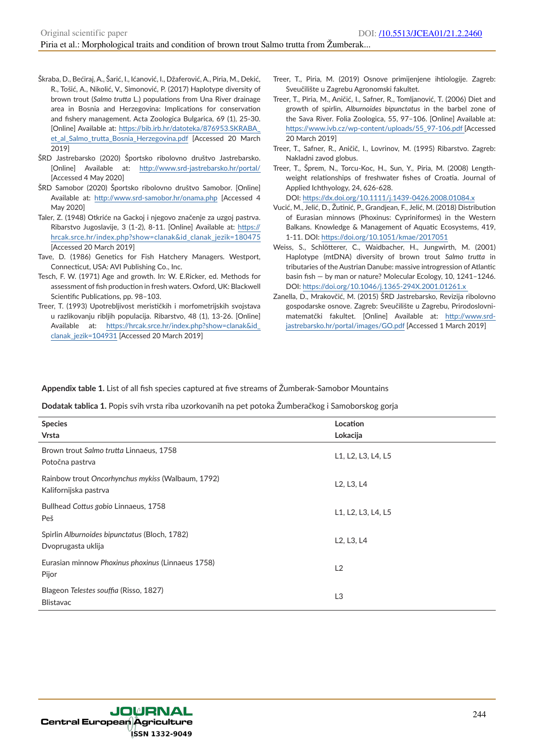Škraba, D., Bećiraj, A., Šarić, I., Ićanović, I., Džaferović, A., Piria, M., Dekić, R., Tošić, A., Nikolić, V., Simonović, P. (2017) Haplotype diversity of brown trout (*Salmo trutta* L.) populations from Una River drainage area in Bosnia and Herzegovina: Implications for conservation and fishery management. Acta Zoologica Bulgarica, 69 (1), 25-30. [Online] Available at: https://bib.irb.hr/datoteka/876953.SKRABA_et_al_Salmo_trutta_Bosnia_Herzegovina.pdf [Accessed 20 March 2019]

ŠRD Jastrebarsko (2020) Športsko ribolovno društvo Jastrebarsko. [Online] Available at: http://www.srd-jastrebarsko.hr/portal/ [Accessed 4 May 2020]

ŠRD Samobor (2020) Športsko ribolovno društvo Samobor. [Online] Available at: http://www.srd-samobor.hr/onama.php [Accessed 4 May 2020]

Taler, Z. (1948) Otkriće na Gackoj i njegovo značenje za uzgoj pastrva. Ribarstvo Jugoslavije, 3 (1-2), 8-11. [Online] Available at: https://hrcak.srce.hr/index.php?show=clanak&id_clanak_jezik=180475 [Accessed 20 March 2019]

Tave, D. (1986) Genetics for Fish Hatchery Managers. Westport, Connecticut, USA: AVI Publishing Co., Inc.

Tesch, F. W. (1971) Age and growth. In: W. E.Ricker, ed. Methods for assessment of fish production in fresh waters. Oxford, UK: Blackwell Scientific Publications, pp. 98–103.

Treer, T. (1993) Upotrebljivost merističkih i morfometrijskih svojstava u razlikovanju ribljih populacija. Ribarstvo, 48 (1), 13-26. [Online] Available at: https://hrcak.srce.hr/index.php?show=clanak&id_clanak_jezik=104931 [Accessed 20 March 2019]

Treer, T., Piria, M. (2019) Osnove primijenjene ihtiologije. Zagreb: Sveučilište u Zagrebu Agronomski fakultet.

Treer, T., Piria, M., Aničić, I., Safner, R., Tomljanović, T. (2006) Diet and growth of spirlin, *Alburnoides bipunctatus* in the barbel zone of the Sava River. Folia Zoologica, 55, 97–106. [Online] Available at: https://www.ivb.cz/wp-content/uploads/55_97-106.pdf [Accessed 20 March 2019]

Treer, T., Safner, R., Aničič, I., Lovrinov, M. (1995) Ribarstvo. Zagreb: Nakladni zavod globus.

Treer, T., Šprem, N., Torcu-Koc, H., Sun, Y., Piria, M. (2008) Length-weight relationships of freshwater fishes of Croatia. Journal of Applied Ichthyology, 24, 626-628. DOI: https://dx.doi.org/10.1111/j.1439-0426.2008.01084.x

Vucić, M., Jelić, D., Žutinić, P., Grandjean, F., Jelić, M. (2018) Distribution of Eurasian minnows (Phoxinus: Cypriniformes) in the Western Balkans. Knowledge & Management of Aquatic Ecosystems, 419, 1-11. DOI: https://doi.org/10.1051/kmae/2017051

Weiss, S., Schlötterer, C., Waidbacher, H., Jungwirth, M. (2001) Haplotype (mtDNA) diversity of brown trout *Salmo trutta* in tributaries of the Austrian Danube: massive introgression of Atlantic basin fish — by man or nature? Molecular Ecology, 10, 1241–1246. DOI: https://doi.org/10.1046/j.1365-294X.2001.01261.x

Zanella, D., Mrakovčić, M. (2015) ŠRD Jastrebarsko, Revizija ribolovno gospodarske osnove. Zagreb: Sveučilište u Zagrebu, Prirodoslovni-matematčki fakultet. [Online] Available at: http://www.srd-jastrebarsko.hr/portal/images/GO.pdf [Accessed 1 March 2019]

**Appendix table 1.** List of all fish species captured at five streams of Žumberak-Samobor Mountains

**Dodatak tablica 1.** Popis svih vrsta riba uzorkovanih na pet potoka Žumberačkog i Samoborskog gorja

| Species<br>Vrsta | Location<br>Lokacija |
|---|---|
| Brown trout *Salmo trutta* Linnaeus, 1758<br>Potočna pastrva | L1, L2, L3, L4, L5 |
| Rainbow trout *Oncorhynchus mykiss* (Walbaum, 1792)<br>Kalifornijska pastrva | L2, L3, L4 |
| Bullhead *Cottus gobio* Linnaeus, 1758<br>Peš | L1, L2, L3, L4, L5 |
| Spirlin *Alburnoides bipunctatus* (Bloch, 1782)<br>Dvoprugasta uklija | L2, L3, L4 |
| Eurasian minnow *Phoxinus phoxinus* (Linnaeus 1758)<br>Pijor | L2 |
| Blageon *Telestes souffia* (Risso, 1827)<br>Blistavac | L3 |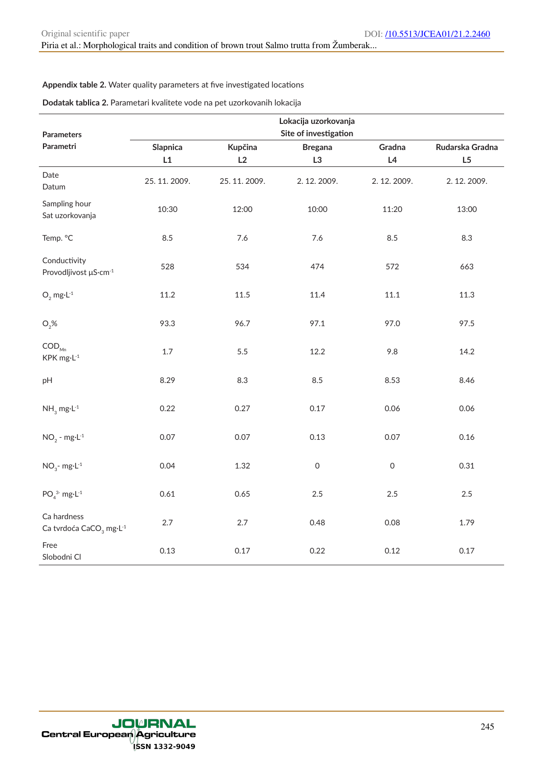**Appendix table 2.** Water quality parameters at five investigated locations

**Dodatak tablica 2.** Parametari kvalitete vode na pet uzorkovanih lokacija

| Parameters Parametri | Lokacija uzorkovanja Site of investigation | | | | |
|---|---|---|---|---|---|
| | Slapnica L1 | Kupčina L2 | Bregana L3 | Gradna L4 | Rudarska Gradna L5 |
| Date Datum | 25. 11. 2009. | 25. 11. 2009. | 2. 12. 2009. | 2. 12. 2009. | 2. 12. 2009. |
| Sampling hour Sat uzorkovanja | 10:30 | 12:00 | 10:00 | 11:20 | 13:00 |
| Temp. °C | 8.5 | 7.6 | 7.6 | 8.5 | 8.3 |
| Conductivity Provodljivost $\mu S \cdot cm^{-1}$ | 528 | 534 | 474 | 572 | 663 |
| $O_2$ $mg \cdot L^{-1}$ | 11.2 | 11.5 | 11.4 | 11.1 | 11.3 |
| $O_2$% | 93.3 | 96.7 | 97.1 | 97.0 | 97.5 |
| $COD_{Mn}$ KPK $mg \cdot L^{-1}$ | 1.7 | 5.5 | 12.2 | 9.8 | 14.2 |
| pH | 8.29 | 8.3 | 8.5 | 8.53 | 8.46 |
| $NH_3$ $mg \cdot L^{-1}$ | 0.22 | 0.27 | 0.17 | 0.06 | 0.06 |
| $NO_2$ - $mg \cdot L^{-1}$ | 0.07 | 0.07 | 0.13 | 0.07 | 0.16 |
| $NO_3$- $mg \cdot L^{-1}$ | 0.04 | 1.32 | 0 | 0 | 0.31 |
| $PO_4^{3-}$ $mg \cdot L^{-1}$ | 0.61 | 0.65 | 2.5 | 2.5 | 2.5 |
| Ca hardness Ca tvrdoća $CaCO_3$ $mg \cdot L^{-1}$ | 2.7 | 2.7 | 0.48 | 0.08 | 1.79 |
| Free Slobodni Cl | 0.13 | 0.17 | 0.22 | 0.12 | 0.17 |